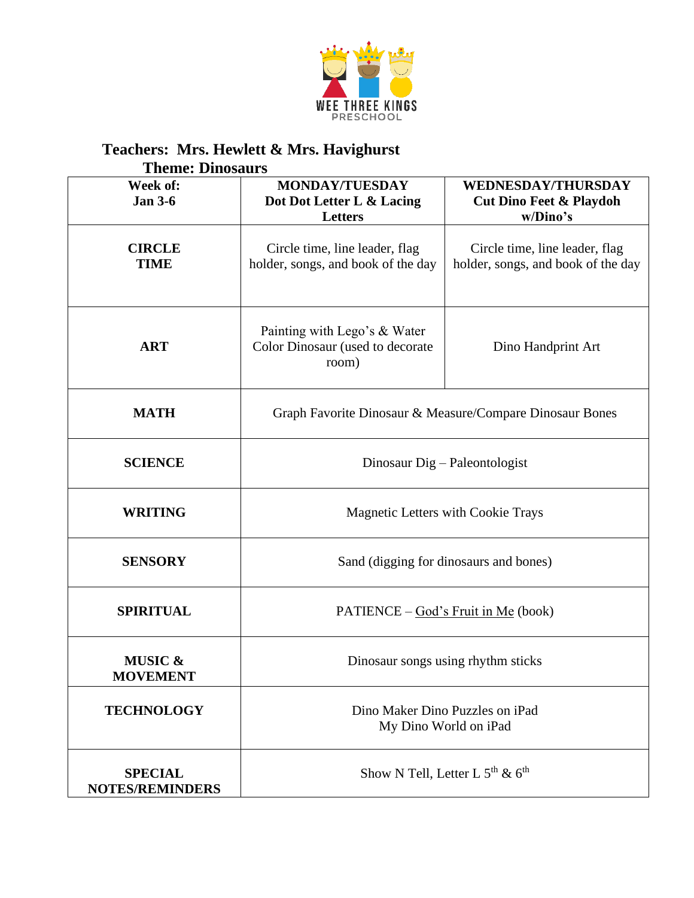WEE THREE KINGS
PRESCHOOL

**Teachers: Mrs. Hewlett & Mrs. Havighurst**

**Theme: Dinosaurs**

| **Week of: Jan 3-6** | **MONDAY/TUESDAY Dot Dot Letter L & Lacing Letters** | **WEDNESDAY/THURSDAY Cut Dino Feet & Playdoh w/Dino's** |
|---|---|---|
| **CIRCLE TIME** | Circle time, line leader, flag holder, songs, and book of the day | Circle time, line leader, flag holder, songs, and book of the day |
| **ART** | Painting with Lego's & Water Color Dinosaur (used to decorate room) | Dino Handprint Art |
| **MATH** | Graph Favorite Dinosaur & Measure/Compare Dinosaur Bones | |
| **SCIENCE** | Dinosaur Dig – Paleontologist | |
| **WRITING** | Magnetic Letters with Cookie Trays | |
| **SENSORY** | Sand (digging for dinosaurs and bones) | |
| **SPIRITUAL** | PATIENCE – God's Fruit in Me (book) | |
| **MUSIC & MOVEMENT** | Dinosaur songs using rhythm sticks | |
| **TECHNOLOGY** | Dino Maker Dino Puzzles on iPad<br>My Dino World on iPad | |
| **SPECIAL NOTES/REMINDERS** | Show N Tell, Letter L 5th & 6th | |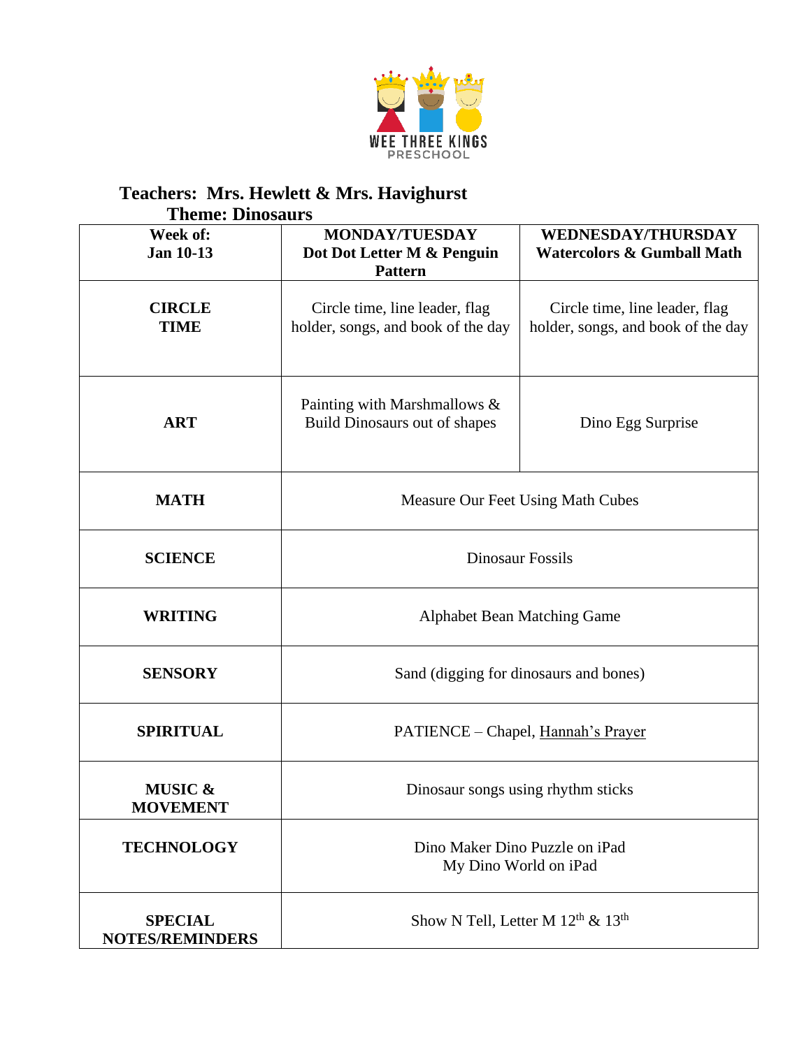WEE THREE KINGS PRESCHOOL

**Teachers: Mrs. Hewlett & Mrs. Havighurst**
**Theme: Dinosaurs**

| **Week of: Jan 10-13** | **MONDAY/TUESDAY Dot Dot Letter M & Penguin Pattern** | **WEDNESDAY/THURSDAY Watercolors & Gumball Math** |
|---|---|---|
| **CIRCLE TIME** | Circle time, line leader, flag holder, songs, and book of the day | Circle time, line leader, flag holder, songs, and book of the day |
| **ART** | Painting with Marshmallows & Build Dinosaurs out of shapes | Dino Egg Surprise |
| **MATH** | Measure Our Feet Using Math Cubes | |
| **SCIENCE** | Dinosaur Fossils | |
| **WRITING** | Alphabet Bean Matching Game | |
| **SENSORY** | Sand (digging for dinosaurs and bones) | |
| **SPIRITUAL** | PATIENCE – Chapel, Hannah's Prayer | |
| **MUSIC & MOVEMENT** | Dinosaur songs using rhythm sticks | |
| **TECHNOLOGY** | Dino Maker Dino Puzzle on iPad<br>My Dino World on iPad | |
| **SPECIAL NOTES/REMINDERS** | Show N Tell, Letter M 12th & 13th | |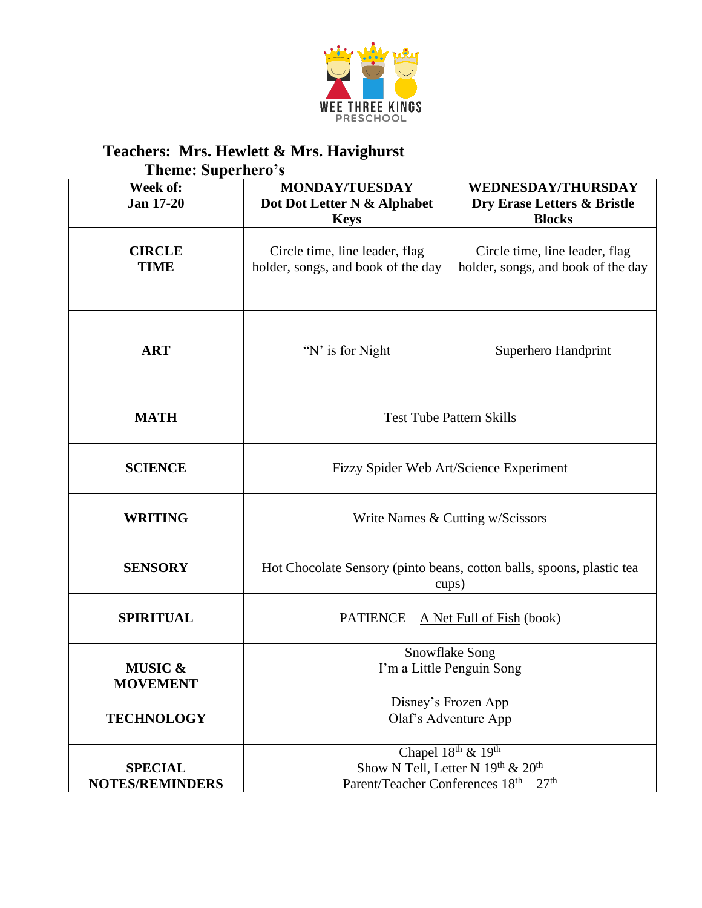WEE THREE KINGS
PRESCHOOL

**Teachers: Mrs. Hewlett & Mrs. Havighurst**
**Theme: Superhero's**

| **Week of: Jan 17-20** | **MONDAY/TUESDAY Dot Dot Letter N & Alphabet Keys** | **WEDNESDAY/THURSDAY Dry Erase Letters & Bristle Blocks** |
|---|---|---|
| **CIRCLE TIME** | Circle time, line leader, flag holder, songs, and book of the day | Circle time, line leader, flag holder, songs, and book of the day |
| **ART** | 'N' is for Night | Superhero Handprint |
| **MATH** | Test Tube Pattern Skills | |
| **SCIENCE** | Fizzy Spider Web Art/Science Experiment | |
| **WRITING** | Write Names & Cutting w/Scissors | |
| **SENSORY** | Hot Chocolate Sensory (pinto beans, cotton balls, spoons, plastic tea cups) | |
| **SPIRITUAL** | PATIENCE – A Net Full of Fish (book) | |
| **MUSIC & MOVEMENT** | Snowflake Song<br>I'm a Little Penguin Song | |
| **TECHNOLOGY** | Disney's Frozen App<br>Olaf's Adventure App | |
| **SPECIAL NOTES/REMINDERS** | Chapel 18th & 19th<br>Show N Tell, Letter N 19th & 20th<br>Parent/Teacher Conferences 18th – 27th | |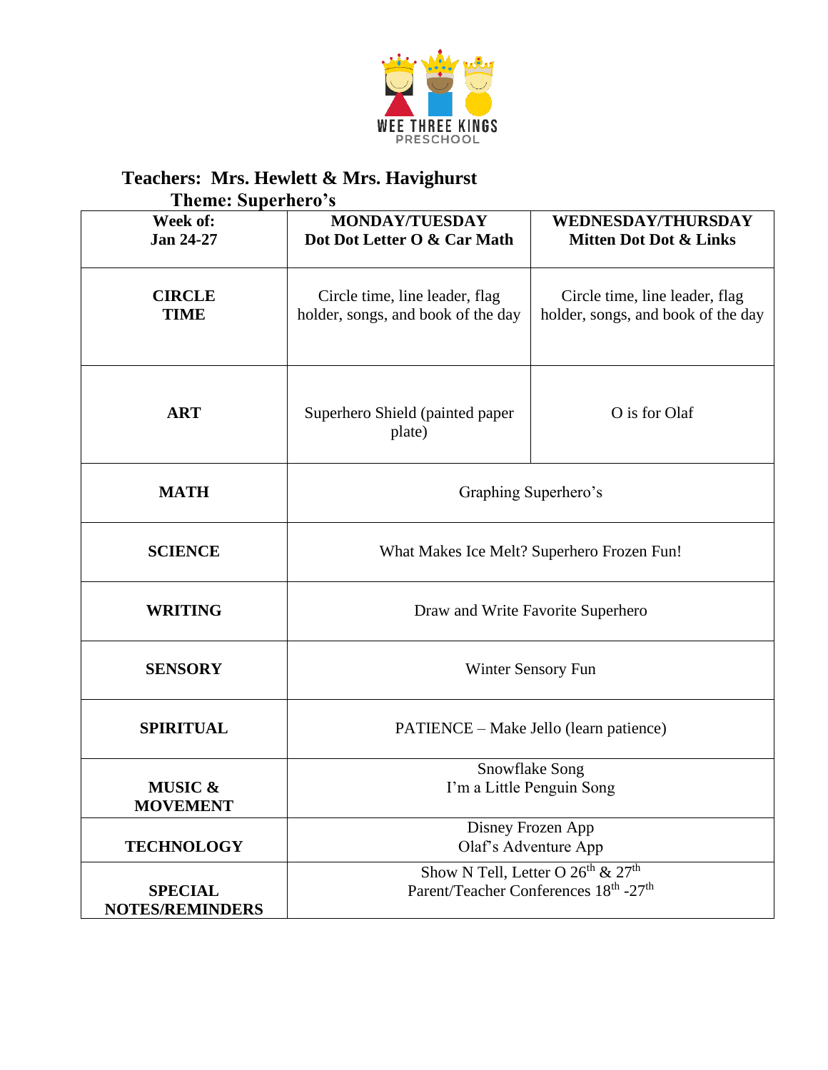WEE THREE KINGS
PRESCHOOL

**Teachers: Mrs. Hewlett & Mrs. Havighurst**
**Theme: Superhero's**

| **Week of: Jan 24-27** | **MONDAY/TUESDAY Dot Dot Letter O & Car Math** | **WEDNESDAY/THURSDAY Mitten Dot Dot & Links** |
|---|---|---|
| **CIRCLE TIME** | Circle time, line leader, flag holder, songs, and book of the day | Circle time, line leader, flag holder, songs, and book of the day |
| **ART** | Superhero Shield (painted paper plate) | O is for Olaf |
| **MATH** | Graphing Superhero's | |
| **SCIENCE** | What Makes Ice Melt? Superhero Frozen Fun! | |
| **WRITING** | Draw and Write Favorite Superhero | |
| **SENSORY** | Winter Sensory Fun | |
| **SPIRITUAL** | PATIENCE – Make Jello (learn patience) | |
| **MUSIC & MOVEMENT** | Snowflake Song<br>I'm a Little Penguin Song | |
| **TECHNOLOGY** | Disney Frozen App<br>Olaf's Adventure App | |
| **SPECIAL NOTES/REMINDERS** | Show N Tell, Letter O 26th & 27th<br>Parent/Teacher Conferences 18th -27th | |